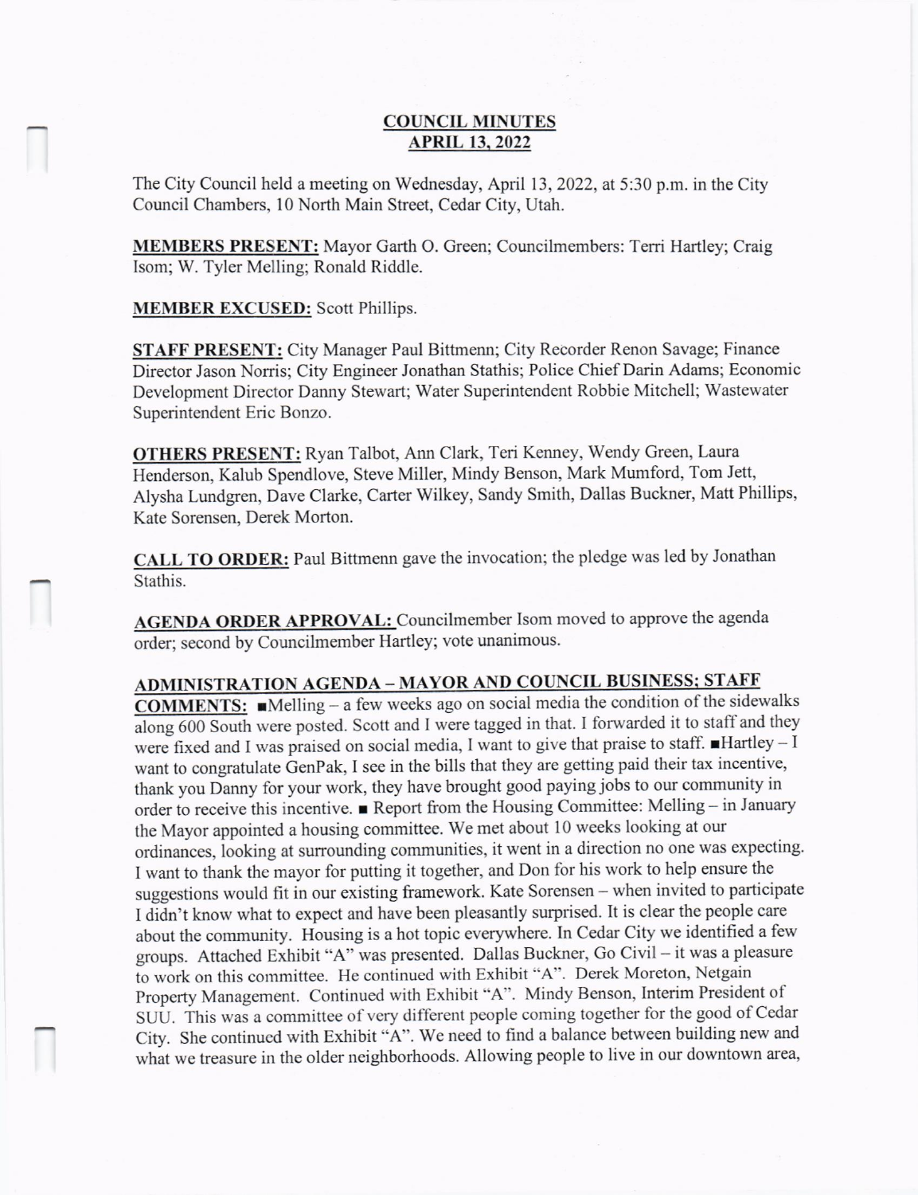# COUNCIL MINUTES
## APRIL 13, 2022

The City Council held a meeting on Wednesday, April 13, 2022, at 5:30 p.m. in the City Council Chambers, 10 North Main Street, Cedar City, Utah.

**MEMBERS PRESENT:** Mayor Garth O. Green; Councilmembers: Terri Hartley; Craig Isom; W. Tyler Melling; Ronald Riddle.

**MEMBER EXCUSED:** Scott Phillips.

**STAFF PRESENT:** City Manager Paul Bittmenn; City Recorder Renon Savage; Finance Director Jason Norris; City Engineer Jonathan Stathis; Police Chief Darin Adams; Economic Development Director Danny Stewart; Water Superintendent Robbie Mitchell; Wastewater Superintendent Eric Bonzo.

**OTHERS PRESENT:** Ryan Talbot, Ann Clark, Teri Kenney, Wendy Green, Laura Henderson, Kalub Spendlove, Steve Miller, Mindy Benson, Mark Mumford, Tom Jett, Alysha Lundgren, Dave Clarke, Carter Wilkey, Sandy Smith, Dallas Buckner, Matt Phillips, Kate Sorensen, Derek Morton.

**CALL TO ORDER:** Paul Bittmenn gave the invocation; the pledge was led by Jonathan Stathis.

**AGENDA ORDER APPROVAL:** Councilmember Isom moved to approve the agenda order; second by Councilmember Hartley; vote unanimous.

**ADMINISTRATION AGENDA – MAYOR AND COUNCIL BUSINESS; STAFF COMMENTS:** ■Melling – a few weeks ago on social media the condition of the sidewalks along 600 South were posted. Scott and I were tagged in that. I forwarded it to staff and they were fixed and I was praised on social media, I want to give that praise to staff. ■Hartley – I want to congratulate GenPak, I see in the bills that they are getting paid their tax incentive, thank you Danny for your work, they have brought good paying jobs to our community in order to receive this incentive. ■ Report from the Housing Committee: Melling – in January the Mayor appointed a housing committee. We met about 10 weeks looking at our ordinances, looking at surrounding communities, it went in a direction no one was expecting. I want to thank the mayor for putting it together, and Don for his work to help ensure the suggestions would fit in our existing framework. Kate Sorensen – when invited to participate I didn't know what to expect and have been pleasantly surprised. It is clear the people care about the community. Housing is a hot topic everywhere. In Cedar City we identified a few groups. Attached Exhibit "A" was presented. Dallas Buckner, Go Civil – it was a pleasure to work on this committee. He continued with Exhibit "A". Derek Moreton, Netgain Property Management. Continued with Exhibit "A". Mindy Benson, Interim President of SUU. This was a committee of very different people coming together for the good of Cedar City. She continued with Exhibit "A". We need to find a balance between building new and what we treasure in the older neighborhoods. Allowing people to live in our downtown area,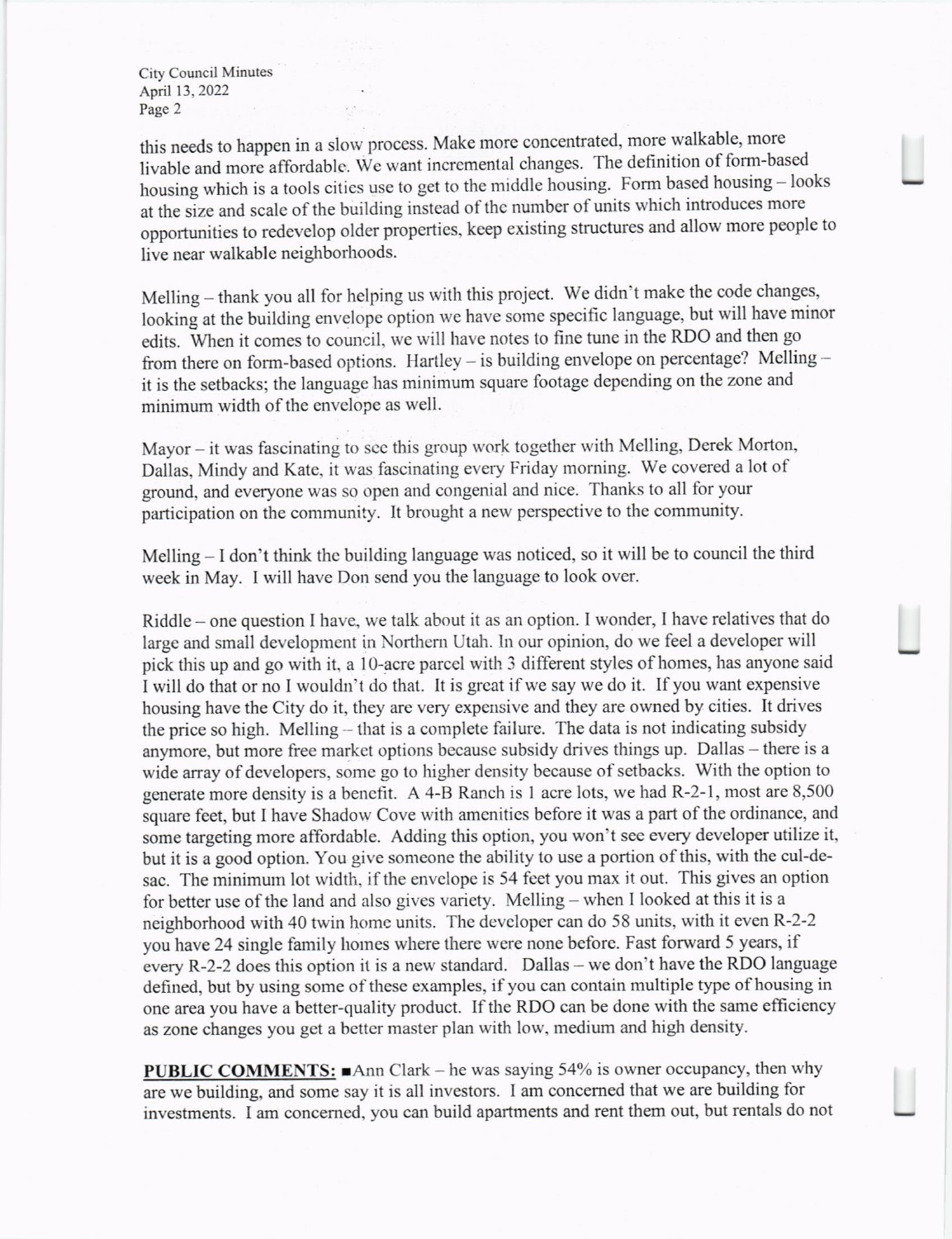this needs to happen in a slow process. Make more concentrated, more walkable, more livable and more affordable. We want incremental changes. The definition of form-based housing which is a tools cities use to get to the middle housing. Form based housing – looks at the size and scale of the building instead of the number of units which introduces more opportunities to redevelop older properties, keep existing structures and allow more people to live near walkable neighborhoods.

Melling – thank you all for helping us with this project. We didn't make the code changes, looking at the building envelope option we have some specific language, but will have minor edits. When it comes to council, we will have notes to fine tune in the RDO and then go from there on form-based options. Hartley – is building envelope on percentage? Melling – it is the setbacks; the language has minimum square footage depending on the zone and minimum width of the envelope as well.

Mayor – it was fascinating to see this group work together with Melling, Derek Morton, Dallas, Mindy and Kate, it was fascinating every Friday morning. We covered a lot of ground, and everyone was so open and congenial and nice. Thanks to all for your participation on the community. It brought a new perspective to the community.

Melling – I don't think the building language was noticed, so it will be to council the third week in May. I will have Don send you the language to look over.

Riddle – one question I have, we talk about it as an option. I wonder, I have relatives that do large and small development in Northern Utah. In our opinion, do we feel a developer will pick this up and go with it, a 10-acre parcel with 3 different styles of homes, has anyone said I will do that or no I wouldn't do that. It is great if we say we do it. If you want expensive housing have the City do it, they are very expensive and they are owned by cities. It drives the price so high. Melling – that is a complete failure. The data is not indicating subsidy anymore, but more free market options because subsidy drives things up. Dallas – there is a wide array of developers, some go to higher density because of setbacks. With the option to generate more density is a benefit. A 4-B Ranch is 1 acre lots, we had R-2-1, most are 8,500 square feet, but I have Shadow Cove with amenities before it was a part of the ordinance, and some targeting more affordable. Adding this option, you won't see every developer utilize it, but it is a good option. You give someone the ability to use a portion of this, with the cul-de-sac. The minimum lot width, if the envelope is 54 feet you max it out. This gives an option for better use of the land and also gives variety. Melling – when I looked at this it is a neighborhood with 40 twin home units. The developer can do 58 units, with it even R-2-2 you have 24 single family homes where there were none before. Fast forward 5 years, if every R-2-2 does this option it is a new standard. Dallas – we don't have the RDO language defined, but by using some of these examples, if you can contain multiple type of housing in one area you have a better-quality product. If the RDO can be done with the same efficiency as zone changes you get a better master plan with low, medium and high density.

**PUBLIC COMMENTS:** ■Ann Clark – he was saying 54% is owner occupancy, then why are we building, and some say it is all investors. I am concerned that we are building for investments. I am concerned, you can build apartments and rent them out, but rentals do not